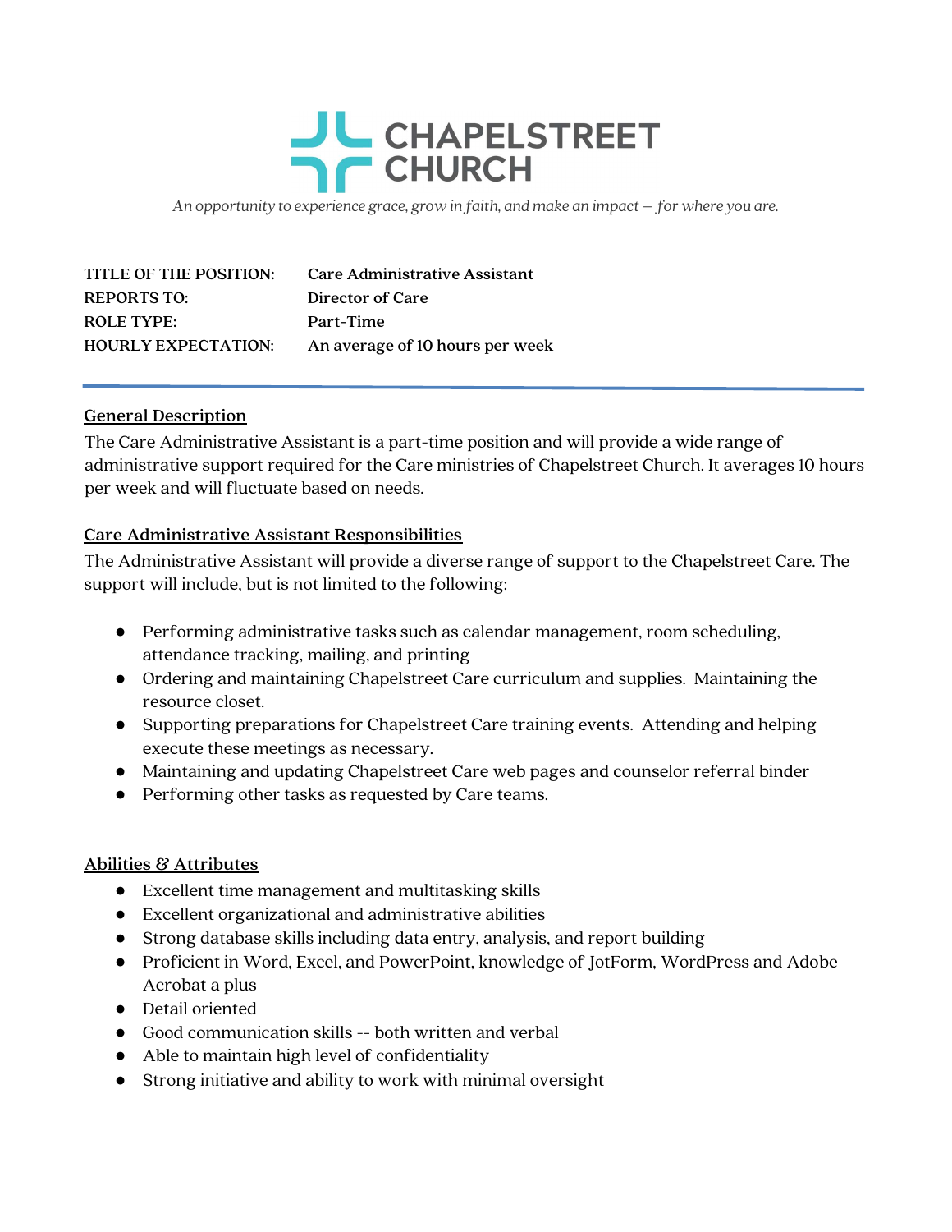# CHAPELSTREET CHURCH

*An opportunity to experience grace, grow in faith, and make an impact – for where you are.*

| | |
|---|---|
| **TITLE OF THE POSITION:** | **Care Administrative Assistant** |
| **REPORTS TO:** | **Director of Care** |
| **ROLE TYPE:** | **Part-Time** |
| **HOURLY EXPECTATION:** | **An average of 10 hours per week** |

---

## General Description

The Care Administrative Assistant is a part-time position and will provide a wide range of administrative support required for the Care ministries of Chapelstreet Church. It averages 10 hours per week and will fluctuate based on needs.

## Care Administrative Assistant Responsibilities

The Administrative Assistant will provide a diverse range of support to the Chapelstreet Care. The support will include, but is not limited to the following:

- Performing administrative tasks such as calendar management, room scheduling, attendance tracking, mailing, and printing
- Ordering and maintaining Chapelstreet Care curriculum and supplies. Maintaining the resource closet.
- Supporting preparations for Chapelstreet Care training events. Attending and helping execute these meetings as necessary.
- Maintaining and updating Chapelstreet Care web pages and counselor referral binder
- Performing other tasks as requested by Care teams.

## Abilities & Attributes

- Excellent time management and multitasking skills
- Excellent organizational and administrative abilities
- Strong database skills including data entry, analysis, and report building
- Proficient in Word, Excel, and PowerPoint, knowledge of JotForm, WordPress and Adobe Acrobat a plus
- Detail oriented
- Good communication skills -- both written and verbal
- Able to maintain high level of confidentiality
- Strong initiative and ability to work with minimal oversight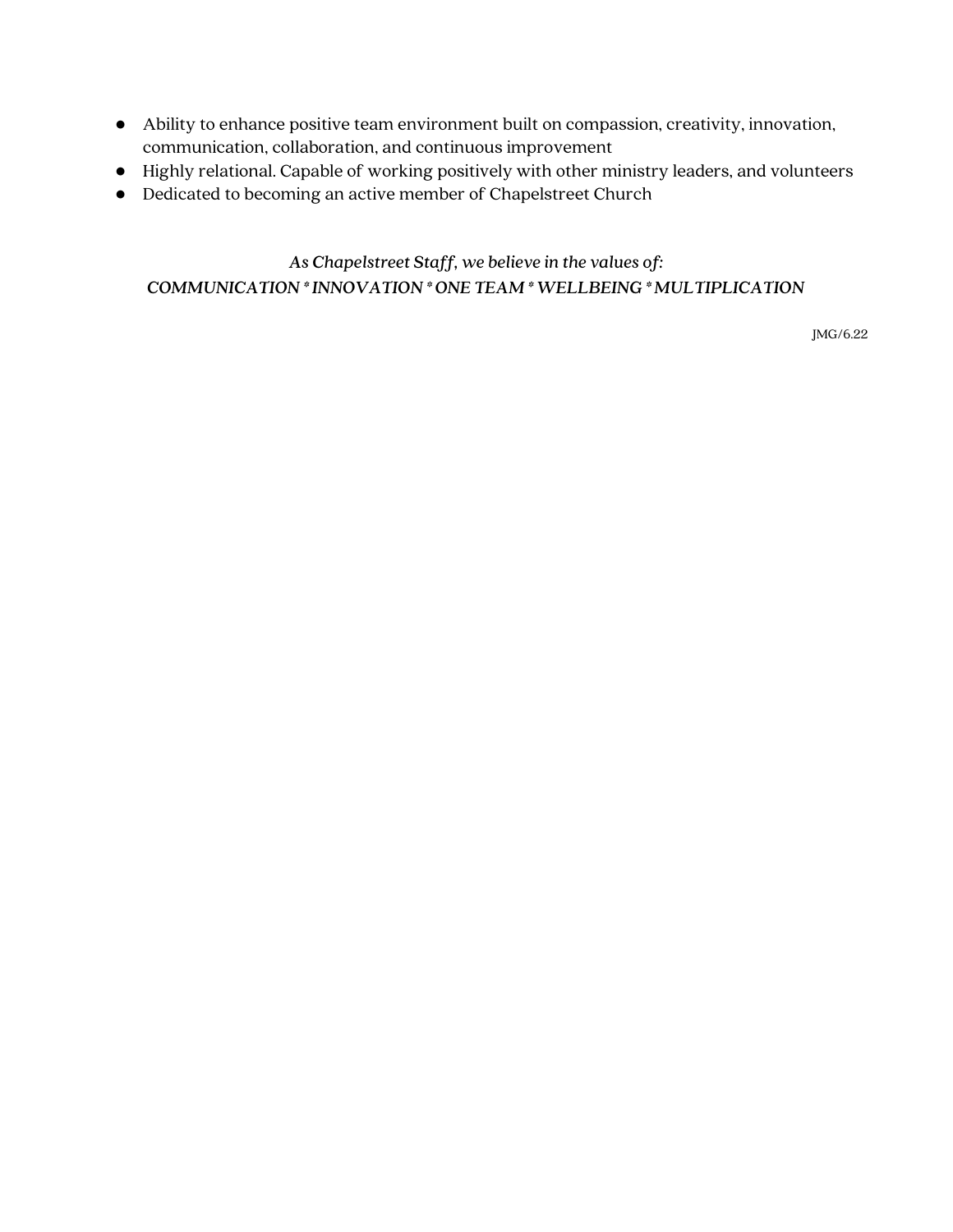- Ability to enhance positive team environment built on compassion, creativity, innovation, communication, collaboration, and continuous improvement
- Highly relational. Capable of working positively with other ministry leaders, and volunteers
- Dedicated to becoming an active member of Chapelstreet Church

*As Chapelstreet Staff, we believe in the values of:*
*COMMUNICATION * INNOVATION * ONE TEAM * WELLBEING * MULTIPLICATION*

JMG/6.22